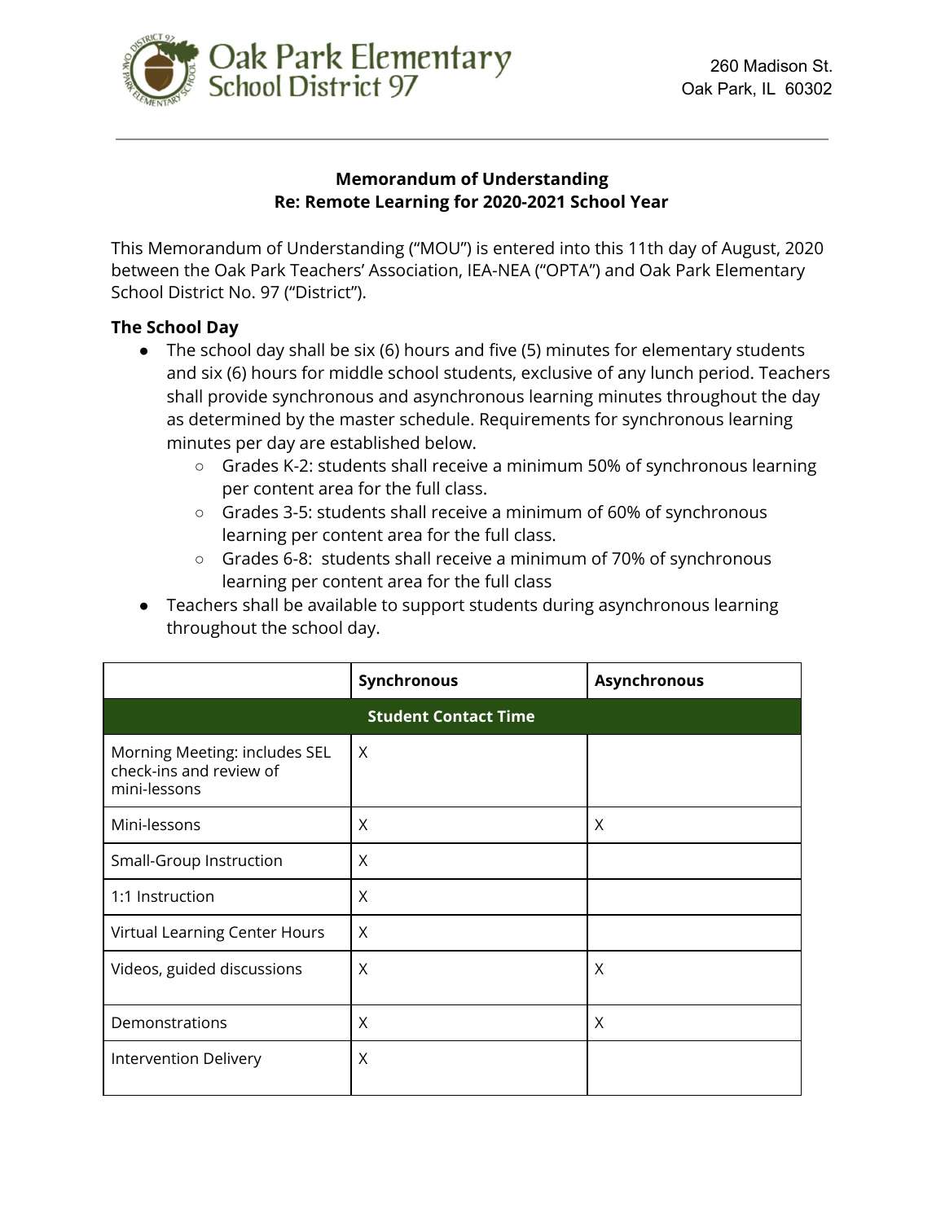Oak Park Elementary School District 97

260 Madison St.
Oak Park, IL 60302

**Memorandum of Understanding**
**Re: Remote Learning for 2020-2021 School Year**

This Memorandum of Understanding ("MOU") is entered into this 11th day of August, 2020 between the Oak Park Teachers' Association, IEA-NEA ("OPTA") and Oak Park Elementary School District No. 97 ("District").

### The School Day

- The school day shall be six (6) hours and five (5) minutes for elementary students and six (6) hours for middle school students, exclusive of any lunch period. Teachers shall provide synchronous and asynchronous learning minutes throughout the day as determined by the master schedule. Requirements for synchronous learning minutes per day are established below.
  - Grades K-2: students shall receive a minimum 50% of synchronous learning per content area for the full class.
  - Grades 3-5: students shall receive a minimum of 60% of synchronous learning per content area for the full class.
  - Grades 6-8: students shall receive a minimum of 70% of synchronous learning per content area for the full class
- Teachers shall be available to support students during asynchronous learning throughout the school day.

| | Synchronous | Asynchronous |
|---|---|---|
| **Student Contact Time** | | |
| Morning Meeting: includes SEL check-ins and review of mini-lessons | X | |
| Mini-lessons | X | X |
| Small-Group Instruction | X | |
| 1:1 Instruction | X | |
| Virtual Learning Center Hours | X | |
| Videos, guided discussions | X | X |
| Demonstrations | X | X |
| Intervention Delivery | X | |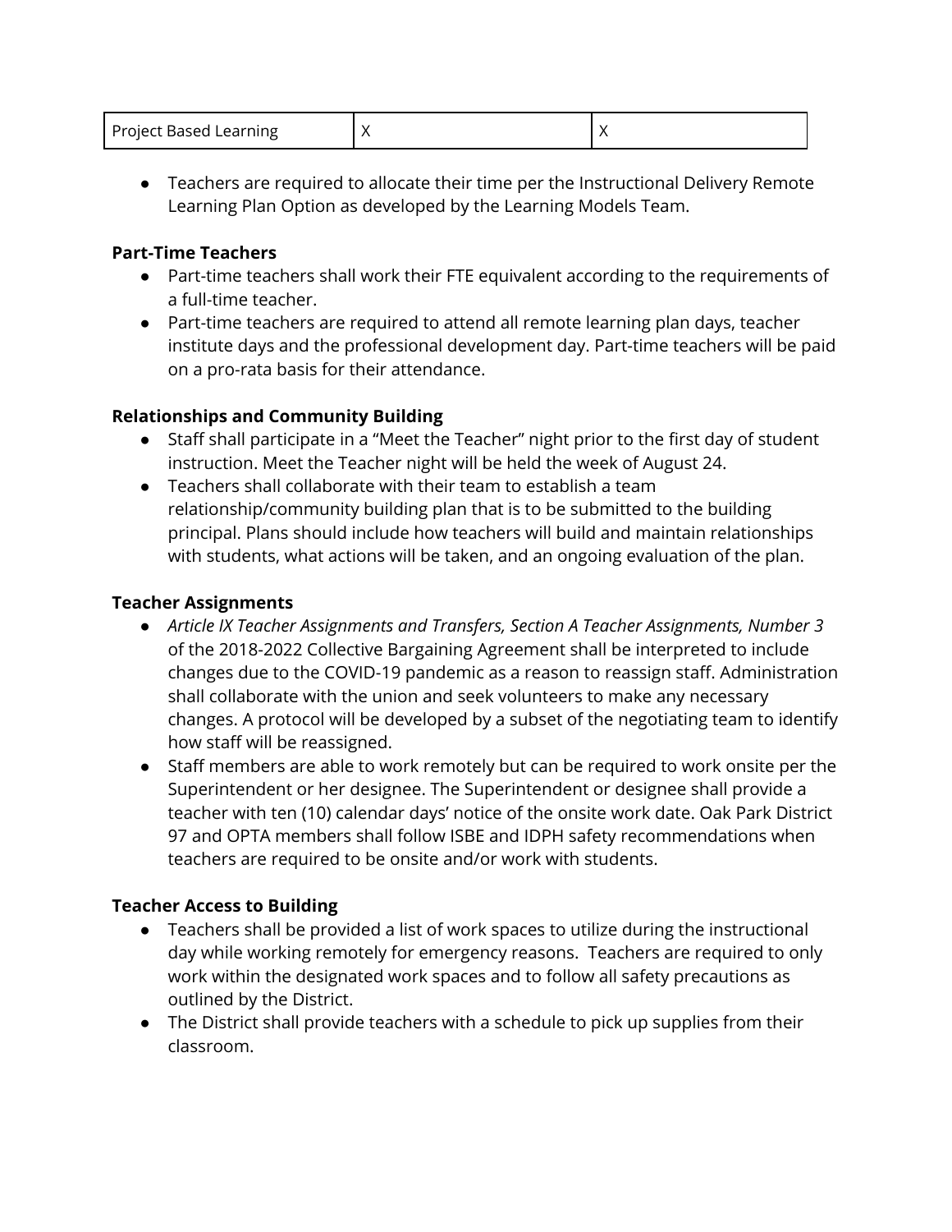| | | |
|---|---|---|
| Project Based Learning | X | X |

- Teachers are required to allocate their time per the Instructional Delivery Remote Learning Plan Option as developed by the Learning Models Team.

**Part-Time Teachers**

- Part-time teachers shall work their FTE equivalent according to the requirements of a full-time teacher.
- Part-time teachers are required to attend all remote learning plan days, teacher institute days and the professional development day. Part-time teachers will be paid on a pro-rata basis for their attendance.

**Relationships and Community Building**

- Staff shall participate in a "Meet the Teacher" night prior to the first day of student instruction. Meet the Teacher night will be held the week of August 24.
- Teachers shall collaborate with their team to establish a team relationship/community building plan that is to be submitted to the building principal. Plans should include how teachers will build and maintain relationships with students, what actions will be taken, and an ongoing evaluation of the plan.

**Teacher Assignments**

- *Article IX Teacher Assignments and Transfers, Section A Teacher Assignments, Number 3* of the 2018-2022 Collective Bargaining Agreement shall be interpreted to include changes due to the COVID-19 pandemic as a reason to reassign staff. Administration shall collaborate with the union and seek volunteers to make any necessary changes. A protocol will be developed by a subset of the negotiating team to identify how staff will be reassigned.
- Staff members are able to work remotely but can be required to work onsite per the Superintendent or her designee. The Superintendent or designee shall provide a teacher with ten (10) calendar days' notice of the onsite work date. Oak Park District 97 and OPTA members shall follow ISBE and IDPH safety recommendations when teachers are required to be onsite and/or work with students.

**Teacher Access to Building**

- Teachers shall be provided a list of work spaces to utilize during the instructional day while working remotely for emergency reasons. Teachers are required to only work within the designated work spaces and to follow all safety precautions as outlined by the District.
- The District shall provide teachers with a schedule to pick up supplies from their classroom.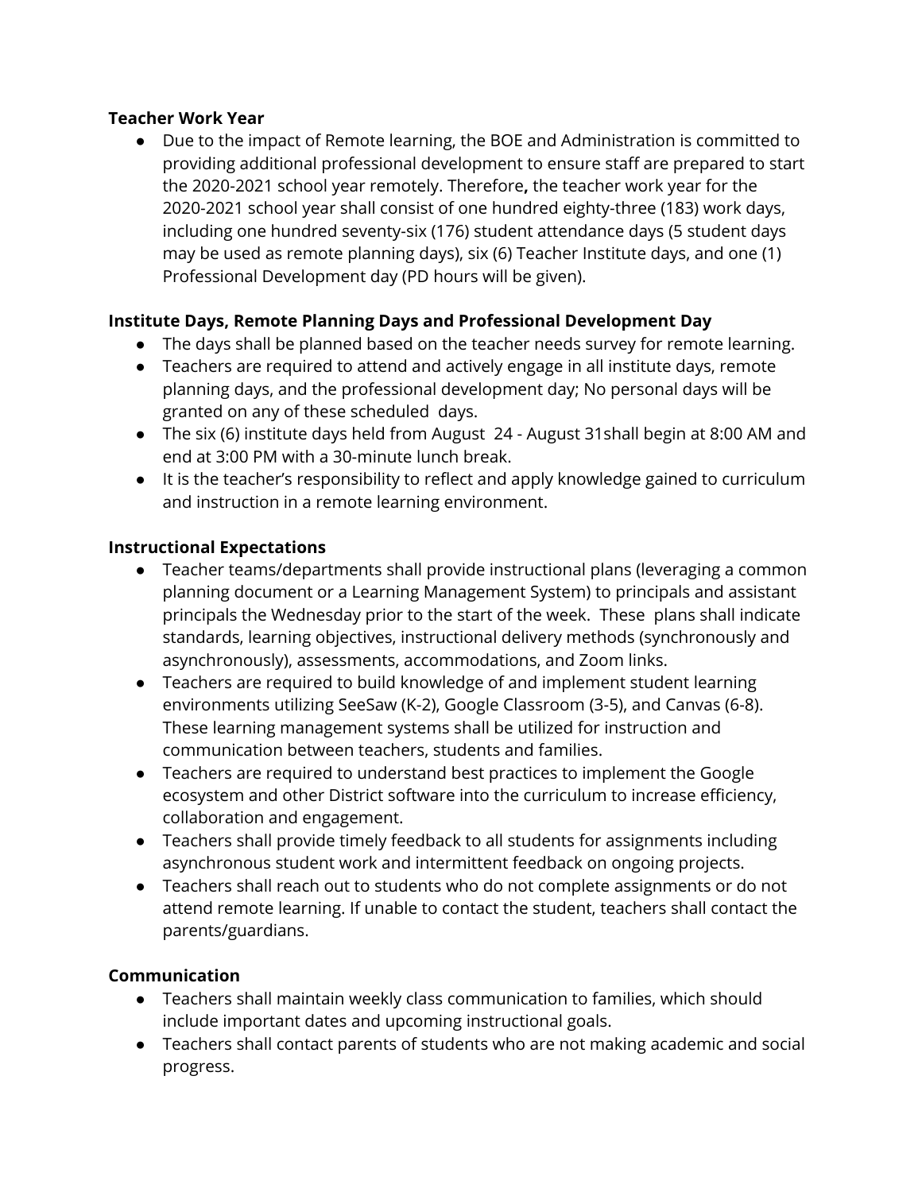**Teacher Work Year**

- Due to the impact of Remote learning, the BOE and Administration is committed to providing additional professional development to ensure staff are prepared to start the 2020-2021 school year remotely. Therefore**,** the teacher work year for the 2020-2021 school year shall consist of one hundred eighty-three (183) work days, including one hundred seventy-six (176) student attendance days (5 student days may be used as remote planning days), six (6) Teacher Institute days, and one (1) Professional Development day (PD hours will be given).

**Institute Days, Remote Planning Days and Professional Development Day**

- The days shall be planned based on the teacher needs survey for remote learning.
- Teachers are required to attend and actively engage in all institute days, remote planning days, and the professional development day; No personal days will be granted on any of these scheduled days.
- The six (6) institute days held from August 24 - August 31shall begin at 8:00 AM and end at 3:00 PM with a 30-minute lunch break.
- It is the teacher's responsibility to reflect and apply knowledge gained to curriculum and instruction in a remote learning environment.

**Instructional Expectations**

- Teacher teams/departments shall provide instructional plans (leveraging a common planning document or a Learning Management System) to principals and assistant principals the Wednesday prior to the start of the week. These plans shall indicate standards, learning objectives, instructional delivery methods (synchronously and asynchronously), assessments, accommodations, and Zoom links.
- Teachers are required to build knowledge of and implement student learning environments utilizing SeeSaw (K-2), Google Classroom (3-5), and Canvas (6-8). These learning management systems shall be utilized for instruction and communication between teachers, students and families.
- Teachers are required to understand best practices to implement the Google ecosystem and other District software into the curriculum to increase efficiency, collaboration and engagement.
- Teachers shall provide timely feedback to all students for assignments including asynchronous student work and intermittent feedback on ongoing projects.
- Teachers shall reach out to students who do not complete assignments or do not attend remote learning. If unable to contact the student, teachers shall contact the parents/guardians.

**Communication**

- Teachers shall maintain weekly class communication to families, which should include important dates and upcoming instructional goals.
- Teachers shall contact parents of students who are not making academic and social progress.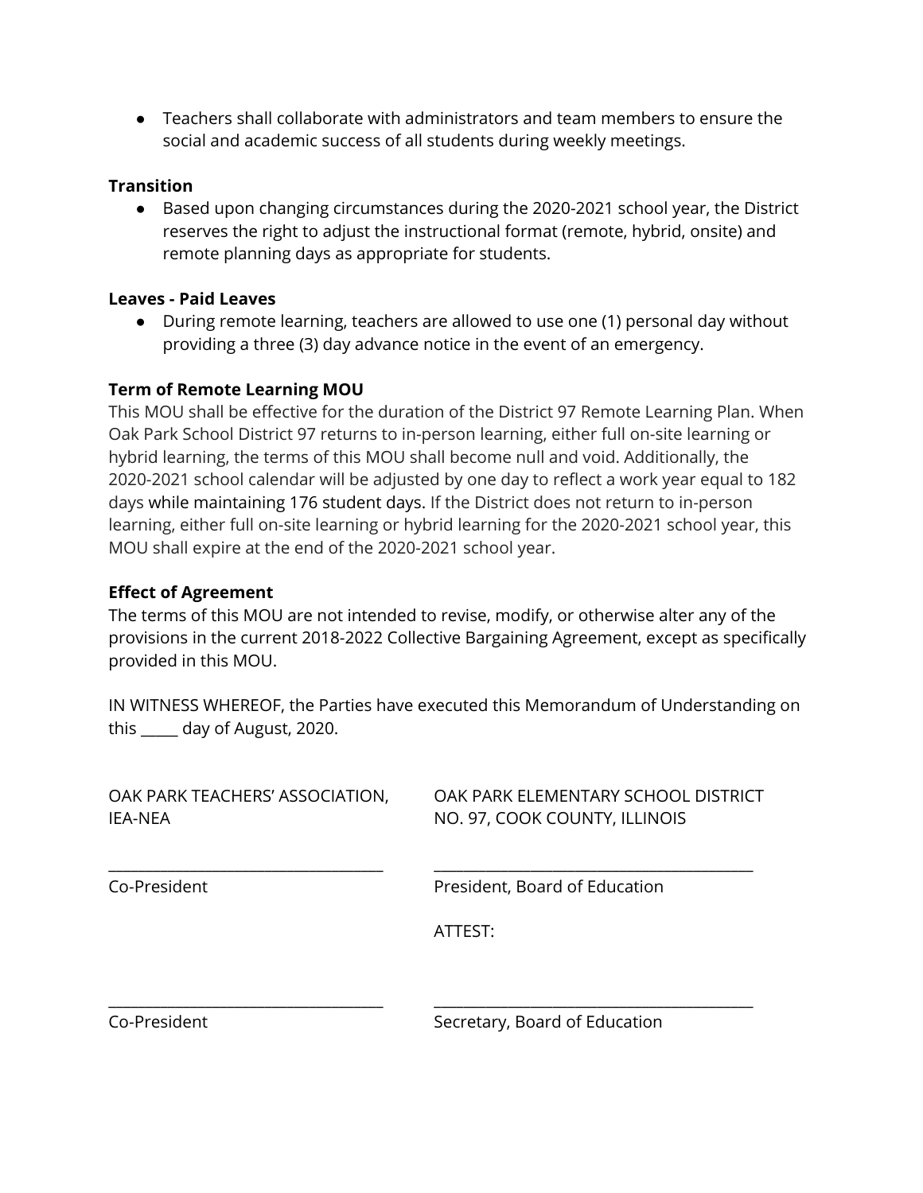- Teachers shall collaborate with administrators and team members to ensure the social and academic success of all students during weekly meetings.

**Transition**

- Based upon changing circumstances during the 2020-2021 school year, the District reserves the right to adjust the instructional format (remote, hybrid, onsite) and remote planning days as appropriate for students.

**Leaves - Paid Leaves**

- During remote learning, teachers are allowed to use one (1) personal day without providing a three (3) day advance notice in the event of an emergency.

**Term of Remote Learning MOU**

This MOU shall be effective for the duration of the District 97 Remote Learning Plan. When Oak Park School District 97 returns to in-person learning, either full on-site learning or hybrid learning, the terms of this MOU shall become null and void. Additionally, the 2020-2021 school calendar will be adjusted by one day to reflect a work year equal to 182 days while maintaining 176 student days. If the District does not return to in-person learning, either full on-site learning or hybrid learning for the 2020-2021 school year, this MOU shall expire at the end of the 2020-2021 school year.

**Effect of Agreement**

The terms of this MOU are not intended to revise, modify, or otherwise alter any of the provisions in the current 2018-2022 Collective Bargaining Agreement, except as specifically provided in this MOU.

IN WITNESS WHEREOF, the Parties have executed this Memorandum of Understanding on this _____ day of August, 2020.

OAK PARK TEACHERS' ASSOCIATION, IEA-NEA

___________________________________
Co-President

___________________________________
Co-President

OAK PARK ELEMENTARY SCHOOL DISTRICT NO. 97, COOK COUNTY, ILLINOIS

________________________________________
President, Board of Education

ATTEST:

________________________________________
Secretary, Board of Education